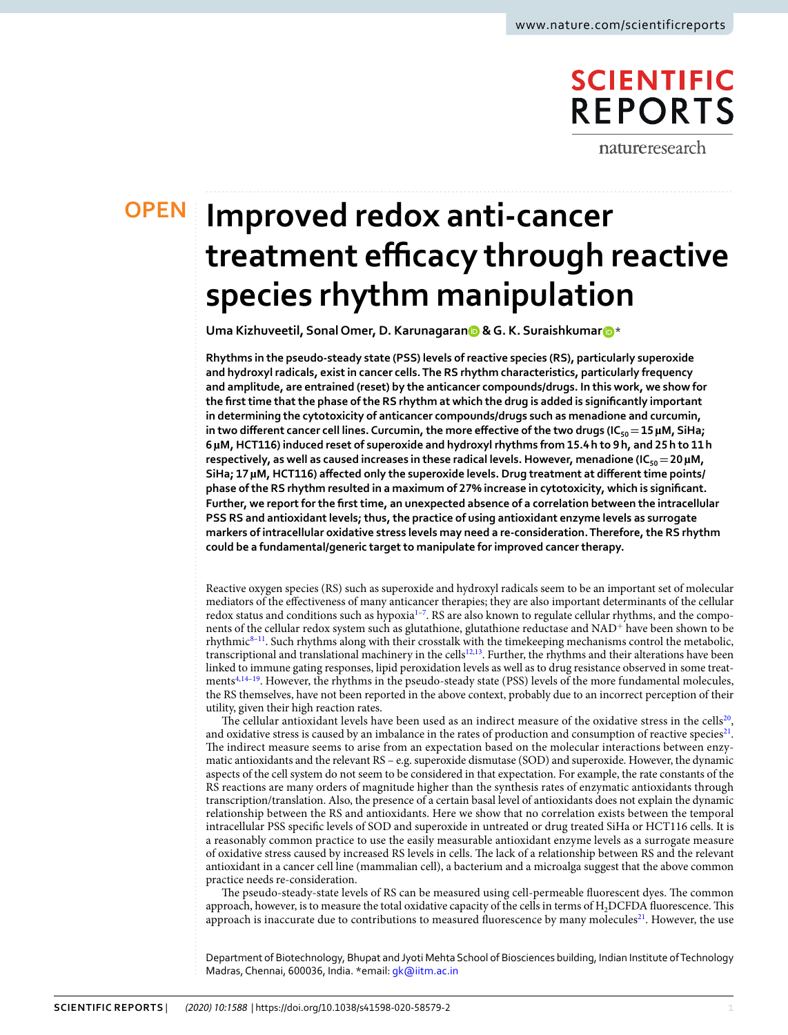OPEN

# Improved redox anti-cancer treatment efficacy through reactive species rhythm manipulation

Uma Kizhuveetil, Sonal Omer, D. Karunagaran & G. K. Suraishkumar*

**Rhythms in the pseudo-steady state (PSS) levels of reactive species (RS), particularly superoxide and hydroxyl radicals, exist in cancer cells. The RS rhythm characteristics, particularly frequency and amplitude, are entrained (reset) by the anticancer compounds/drugs. In this work, we show for the first time that the phase of the RS rhythm at which the drug is added is significantly important in determining the cytotoxicity of anticancer compounds/drugs such as menadione and curcumin, in two different cancer cell lines. Curcumin, the more effective of the two drugs ($IC_{50}$ = 15 µM, SiHa; 6 µM, HCT116) induced reset of superoxide and hydroxyl rhythms from 15.4 h to 9 h, and 25 h to 11 h respectively, as well as caused increases in these radical levels. However, menadione ($IC_{50}$ = 20 µM, SiHa; 17 µM, HCT116) affected only the superoxide levels. Drug treatment at different time points/phase of the RS rhythm resulted in a maximum of 27% increase in cytotoxicity, which is significant. Further, we report for the first time, an unexpected absence of a correlation between the intracellular PSS RS and antioxidant levels; thus, the practice of using antioxidant enzyme levels as surrogate markers of intracellular oxidative stress levels may need a re-consideration. Therefore, the RS rhythm could be a fundamental/generic target to manipulate for improved cancer therapy.**

Reactive oxygen species (RS) such as superoxide and hydroxyl radicals seem to be an important set of molecular mediators of the effectiveness of many anticancer therapies; they are also important determinants of the cellular redox status and conditions such as hypoxia[1–7]. RS are also known to regulate cellular rhythms, and the components of the cellular redox system such as glutathione, glutathione reductase and $NAD^+$ have been shown to be rhythmic[8–11]. Such rhythms along with their crosstalk with the timekeeping mechanisms control the metabolic, transcriptional and translational machinery in the cells[12,13]. Further, the rhythms and their alterations have been linked to immune gating responses, lipid peroxidation levels as well as to drug resistance observed in some treatments[4,14–19]. However, the rhythms in the pseudo-steady state (PSS) levels of the more fundamental molecules, the RS themselves, have not been reported in the above context, probably due to an incorrect perception of their utility, given their high reaction rates.

The cellular antioxidant levels have been used as an indirect measure of the oxidative stress in the cells[20], and oxidative stress is caused by an imbalance in the rates of production and consumption of reactive species[21]. The indirect measure seems to arise from an expectation based on the molecular interactions between enzymatic antioxidants and the relevant RS – e.g. superoxide dismutase (SOD) and superoxide. However, the dynamic aspects of the cell system do not seem to be considered in that expectation. For example, the rate constants of the RS reactions are many orders of magnitude higher than the synthesis rates of enzymatic antioxidants through transcription/translation. Also, the presence of a certain basal level of antioxidants does not explain the dynamic relationship between the RS and antioxidants. Here we show that no correlation exists between the temporal intracellular PSS specific levels of SOD and superoxide in untreated or drug treated SiHa or HCT116 cells. It is a reasonably common practice to use the easily measurable antioxidant enzyme levels as a surrogate measure of oxidative stress caused by increased RS levels in cells. The lack of a relationship between RS and the relevant antioxidant in a cancer cell line (mammalian cell), a bacterium and a microalga suggest that the above common practice needs re-consideration.

The pseudo-steady-state levels of RS can be measured using cell-permeable fluorescent dyes. The common approach, however, is to measure the total oxidative capacity of the cells in terms of $H_2DCFDA$ fluorescence. This approach is inaccurate due to contributions to measured fluorescence by many molecules[21]. However, the use

Department of Biotechnology, Bhupat and Jyoti Mehta School of Biosciences building, Indian Institute of Technology Madras, Chennai, 600036, India. *email: gk@iitm.ac.in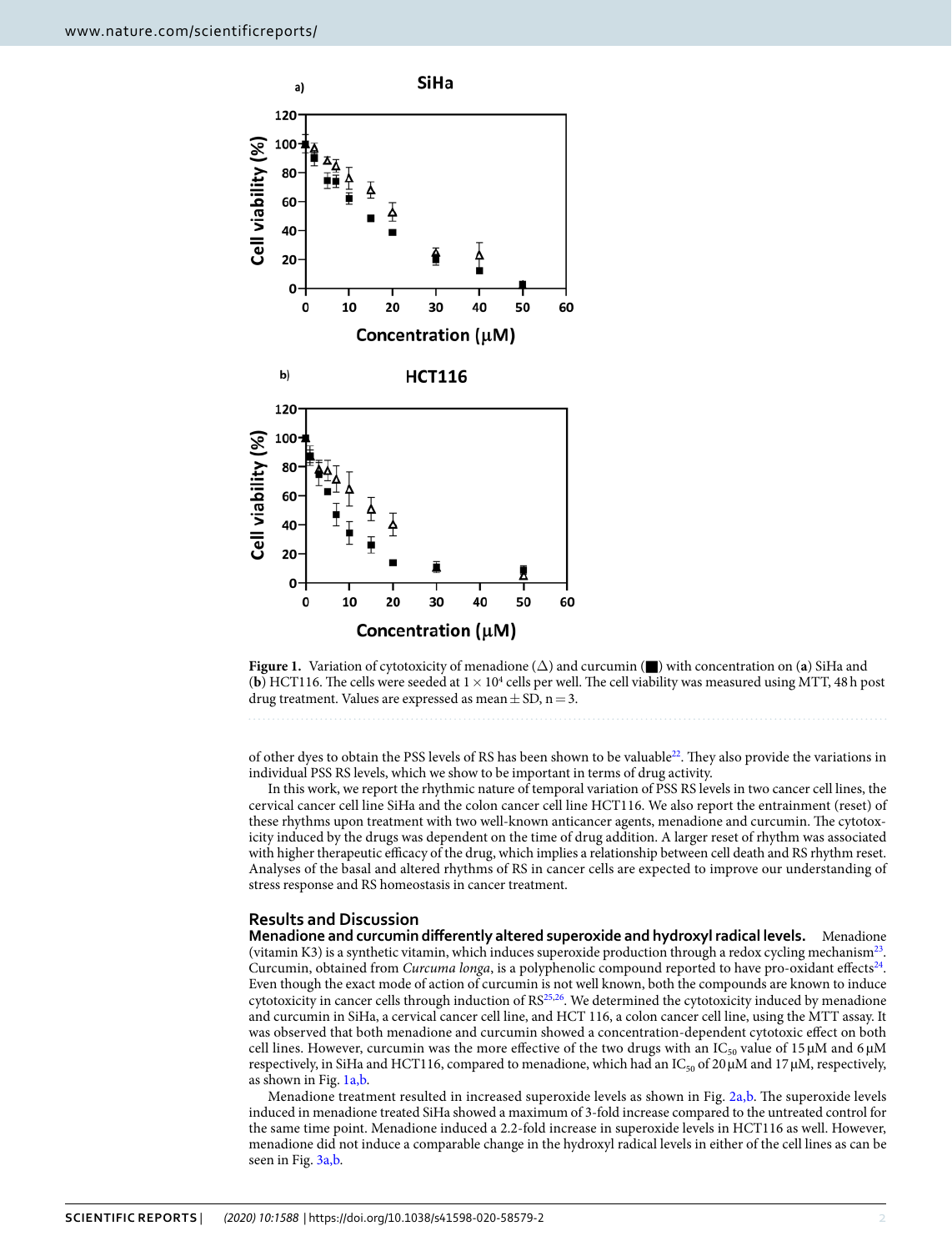**Figure 1.** Variation of cytotoxicity of menadione (Δ) and curcumin (■) with concentration on (**a**) SiHa and (**b**) HCT116. The cells were seeded at $1 \times 10^4$ cells per well. The cell viability was measured using MTT, 48 h post drug treatment. Values are expressed as mean ± SD, n = 3.

of other dyes to obtain the PSS levels of RS has been shown to be valuable[22]. They also provide the variations in individual PSS RS levels, which we show to be important in terms of drug activity.

In this work, we report the rhythmic nature of temporal variation of PSS RS levels in two cancer cell lines, the cervical cancer cell line SiHa and the colon cancer cell line HCT116. We also report the entrainment (reset) of these rhythms upon treatment with two well-known anticancer agents, menadione and curcumin. The cytotoxicity induced by the drugs was dependent on the time of drug addition. A larger reset of rhythm was associated with higher therapeutic efficacy of the drug, which implies a relationship between cell death and RS rhythm reset. Analyses of the basal and altered rhythms of RS in cancer cells are expected to improve our understanding of stress response and RS homeostasis in cancer treatment.

## Results and Discussion

**Menadione and curcumin differently altered superoxide and hydroxyl radical levels.** Menadione (vitamin K3) is a synthetic vitamin, which induces superoxide production through a redox cycling mechanism[23]. Curcumin, obtained from *Curcuma longa*, is a polyphenolic compound reported to have pro-oxidant effects[24]. Even though the exact mode of action of curcumin is not well known, both the compounds are known to induce cytotoxicity in cancer cells through induction of RS[25,26]. We determined the cytotoxicity induced by menadione and curcumin in SiHa, a cervical cancer cell line, and HCT 116, a colon cancer cell line, using the MTT assay. It was observed that both menadione and curcumin showed a concentration-dependent cytotoxic effect on both cell lines. However, curcumin was the more effective of the two drugs with an $IC_{50}$ value of 15 μM and 6 μM respectively, in SiHa and HCT116, compared to menadione, which had an $IC_{50}$ of 20 μM and 17 μM, respectively, as shown in Fig. 1a,b.

Menadione treatment resulted in increased superoxide levels as shown in Fig. 2a,b. The superoxide levels induced in menadione treated SiHa showed a maximum of 3-fold increase compared to the untreated control for the same time point. Menadione induced a 2.2-fold increase in superoxide levels in HCT116 as well. However, menadione did not induce a comparable change in the hydroxyl radical levels in either of the cell lines as can be seen in Fig. 3a,b.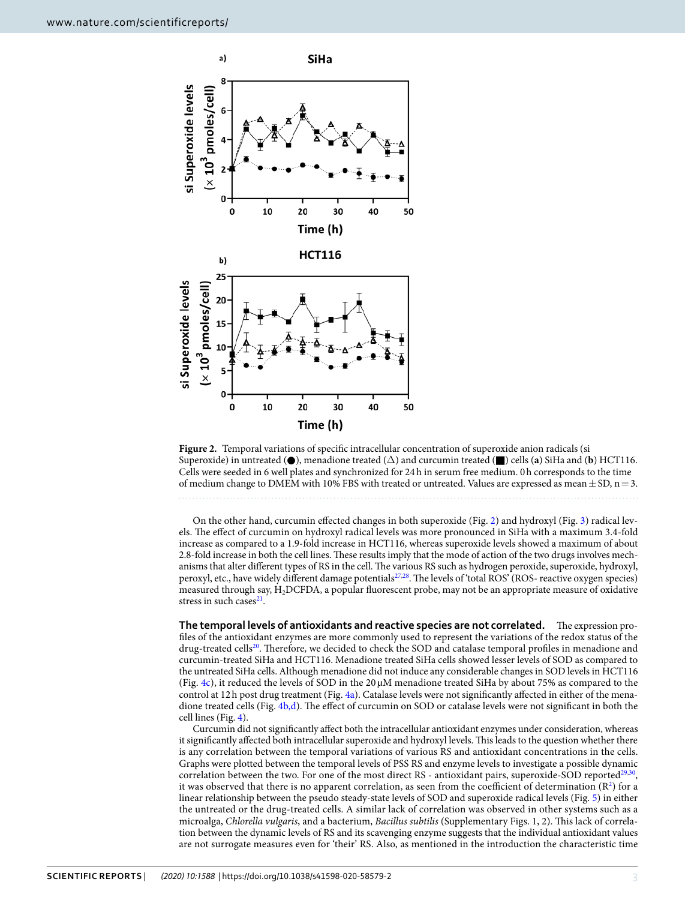Figure 2. Temporal variations of specific intracellular concentration of superoxide anion radicals (si Superoxide) in untreated (●), menadione treated (△) and curcumin treated (■) cells (**a**) SiHa and (**b**) HCT116. Cells were seeded in 6 well plates and synchronized for 24 h in serum free medium. 0 h corresponds to the time of medium change to DMEM with 10% FBS with treated or untreated. Values are expressed as mean ± SD, n = 3.

On the other hand, curcumin effected changes in both superoxide (Fig. 2) and hydroxyl (Fig. 3) radical levels. The effect of curcumin on hydroxyl radical levels was more pronounced in SiHa with a maximum 3.4-fold increase as compared to a 1.9-fold increase in HCT116, whereas superoxide levels showed a maximum of about 2.8-fold increase in both the cell lines. These results imply that the mode of action of the two drugs involves mechanisms that alter different types of RS in the cell. The various RS such as hydrogen peroxide, superoxide, hydroxyl, peroxyl, etc., have widely different damage potentials[27,28]. The levels of 'total ROS' (ROS- reactive oxygen species) measured through say, $H_2DCFDA$, a popular fluorescent probe, may not be an appropriate measure of oxidative stress in such cases[21].

**The temporal levels of antioxidants and reactive species are not correlated.** The expression profiles of the antioxidant enzymes are more commonly used to represent the variations of the redox status of the drug-treated cells[20]. Therefore, we decided to check the SOD and catalase temporal profiles in menadione and curcumin-treated SiHa and HCT116. Menadione treated SiHa cells showed lesser levels of SOD as compared to the untreated SiHa cells. Although menadione did not induce any considerable changes in SOD levels in HCT116 (Fig. 4c), it reduced the levels of SOD in the 20 µM menadione treated SiHa by about 75% as compared to the control at 12 h post drug treatment (Fig. 4a). Catalase levels were not significantly affected in either of the menadione treated cells (Fig. 4b,d). The effect of curcumin on SOD or catalase levels were not significant in both the cell lines (Fig. 4).

Curcumin did not significantly affect both the intracellular antioxidant enzymes under consideration, whereas it significantly affected both intracellular superoxide and hydroxyl levels. This leads to the question whether there is any correlation between the temporal variations of various RS and antioxidant concentrations in the cells. Graphs were plotted between the temporal levels of PSS RS and enzyme levels to investigate a possible dynamic correlation between the two. For one of the most direct RS - antioxidant pairs, superoxide-SOD reported[29,30], it was observed that there is no apparent correlation, as seen from the coefficient of determination ($R^2$) for a linear relationship between the pseudo steady-state levels of SOD and superoxide radical levels (Fig. 5) in either the untreated or the drug-treated cells. A similar lack of correlation was observed in other systems such as a microalga, *Chlorella vulgaris*, and a bacterium, *Bacillus subtilis* (Supplementary Figs. 1, 2). This lack of correlation between the dynamic levels of RS and its scavenging enzyme suggests that the individual antioxidant values are not surrogate measures even for 'their' RS. Also, as mentioned in the introduction the characteristic time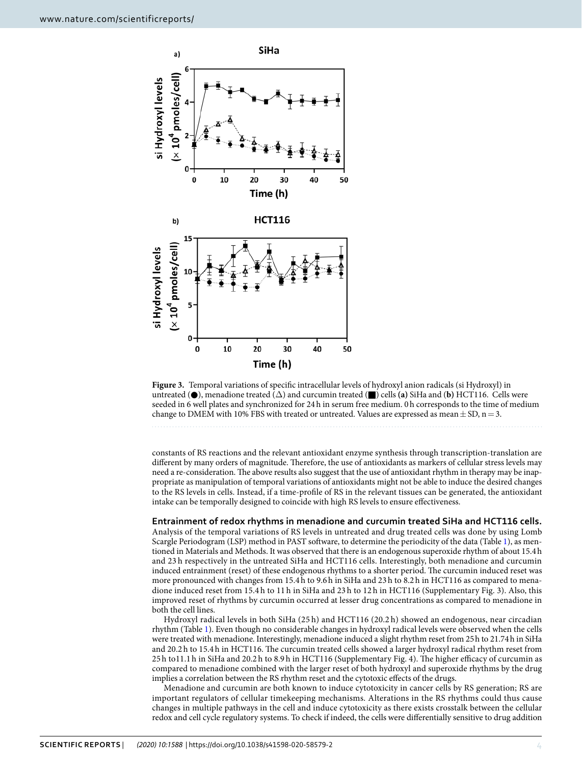**Figure 3.** Temporal variations of specific intracellular levels of hydroxyl anion radicals (si Hydroxyl) in untreated (●), menadione treated (△) and curcumin treated (■) cells **(a)** SiHa and (**b**) HCT116. Cells were seeded in 6 well plates and synchronized for 24 h in serum free medium. 0 h corresponds to the time of medium change to DMEM with 10% FBS with treated or untreated. Values are expressed as mean ± SD, n = 3.

constants of RS reactions and the relevant antioxidant enzyme synthesis through transcription-translation are different by many orders of magnitude. Therefore, the use of antioxidants as markers of cellular stress levels may need a re-consideration. The above results also suggest that the use of antioxidant rhythm in therapy may be inappropriate as manipulation of temporal variations of antioxidants might not be able to induce the desired changes to the RS levels in cells. Instead, if a time-profile of RS in the relevant tissues can be generated, the antioxidant intake can be temporally designed to coincide with high RS levels to ensure effectiveness.

**Entrainment of redox rhythms in menadione and curcumin treated SiHa and HCT116 cells.** Analysis of the temporal variations of RS levels in untreated and drug treated cells was done by using Lomb Scargle Periodogram (LSP) method in PAST software, to determine the periodicity of the data (Table 1), as mentioned in Materials and Methods. It was observed that there is an endogenous superoxide rhythm of about 15.4 h and 23 h respectively in the untreated SiHa and HCT116 cells. Interestingly, both menadione and curcumin induced entrainment (reset) of these endogenous rhythms to a shorter period. The curcumin induced reset was more pronounced with changes from 15.4 h to 9.6 h in SiHa and 23 h to 8.2 h in HCT116 as compared to menadione induced reset from 15.4 h to 11 h in SiHa and 23 h to 12 h in HCT116 (Supplementary Fig. 3). Also, this improved reset of rhythms by curcumin occurred at lesser drug concentrations as compared to menadione in both the cell lines.

Hydroxyl radical levels in both SiHa (25 h) and HCT116 (20.2 h) showed an endogenous, near circadian rhythm (Table 1). Even though no considerable changes in hydroxyl radical levels were observed when the cells were treated with menadione. Interestingly, menadione induced a slight rhythm reset from 25 h to 21.74 h in SiHa and 20.2 h to 15.4 h in HCT116. The curcumin treated cells showed a larger hydroxyl radical rhythm reset from 25 h to11.1 h in SiHa and 20.2 h to 8.9 h in HCT116 (Supplementary Fig. 4). The higher efficacy of curcumin as compared to menadione combined with the larger reset of both hydroxyl and superoxide rhythms by the drug implies a correlation between the RS rhythm reset and the cytotoxic effects of the drugs.

Menadione and curcumin are both known to induce cytotoxicity in cancer cells by RS generation; RS are important regulators of cellular timekeeping mechanisms. Alterations in the RS rhythms could thus cause changes in multiple pathways in the cell and induce cytotoxicity as there exists crosstalk between the cellular redox and cell cycle regulatory systems. To check if indeed, the cells were differentially sensitive to drug addition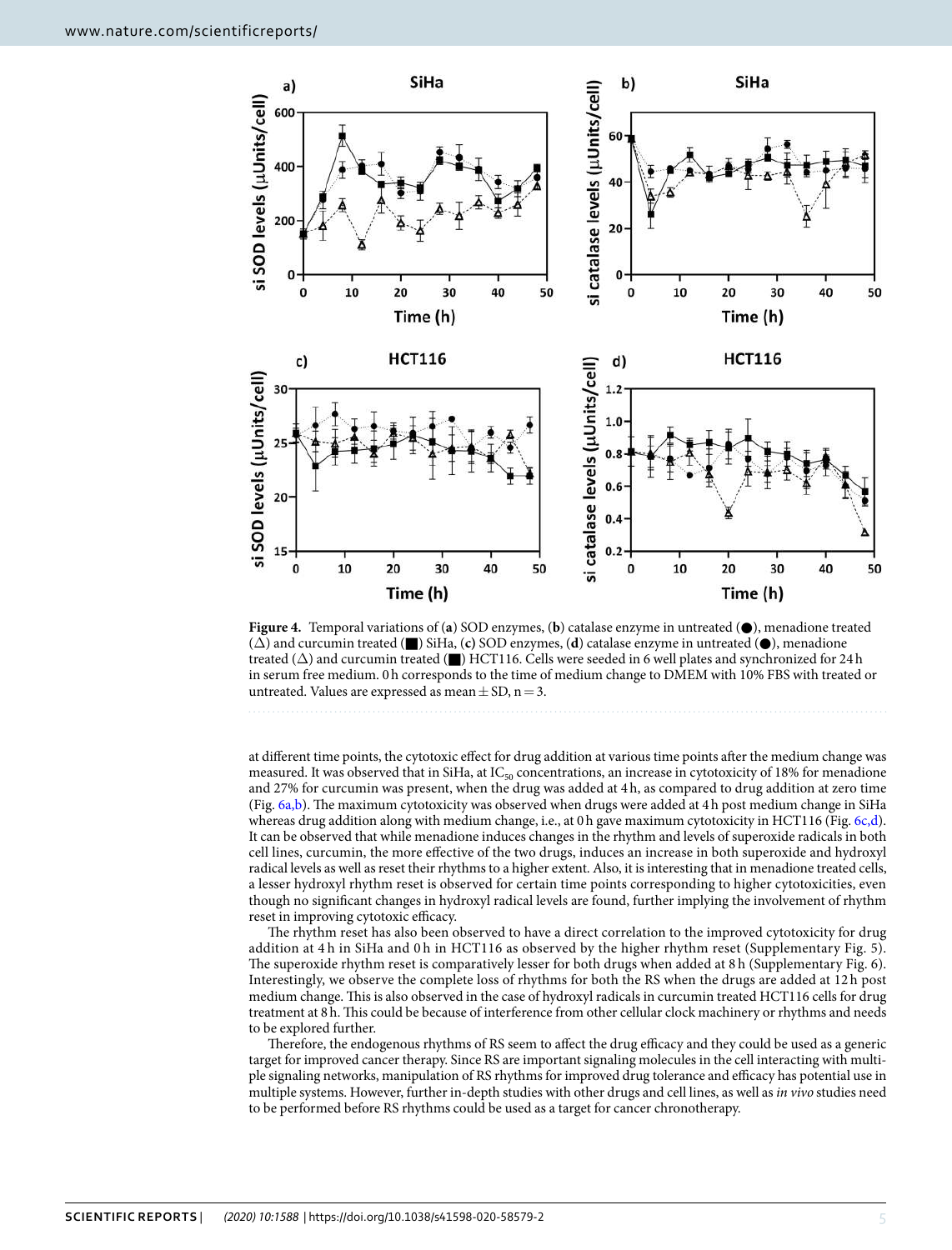**Figure 4.** Temporal variations of (**a**) SOD enzymes, (**b**) catalase enzyme in untreated (●), menadione treated (△) and curcumin treated (■) SiHa, (**c**) SOD enzymes, (**d**) catalase enzyme in untreated (●), menadione treated (△) and curcumin treated (■) HCT116. Cells were seeded in 6 well plates and synchronized for 24 h in serum free medium. 0 h corresponds to the time of medium change to DMEM with 10% FBS with treated or untreated. Values are expressed as mean ± SD, n = 3.

at different time points, the cytotoxic effect for drug addition at various time points after the medium change was measured. It was observed that in SiHa, at $IC_{50}$ concentrations, an increase in cytotoxicity of 18% for menadione and 27% for curcumin was present, when the drug was added at 4 h, as compared to drug addition at zero time (Fig. 6a,b). The maximum cytotoxicity was observed when drugs were added at 4 h post medium change in SiHa whereas drug addition along with medium change, i.e., at 0 h gave maximum cytotoxicity in HCT116 (Fig. 6c,d). It can be observed that while menadione induces changes in the rhythm and levels of superoxide radicals in both cell lines, curcumin, the more effective of the two drugs, induces an increase in both superoxide and hydroxyl radical levels as well as reset their rhythms to a higher extent. Also, it is interesting that in menadione treated cells, a lesser hydroxyl rhythm reset is observed for certain time points corresponding to higher cytotoxicities, even though no significant changes in hydroxyl radical levels are found, further implying the involvement of rhythm reset in improving cytotoxic efficacy.

The rhythm reset has also been observed to have a direct correlation to the improved cytotoxicity for drug addition at 4 h in SiHa and 0 h in HCT116 as observed by the higher rhythm reset (Supplementary Fig. 5). The superoxide rhythm reset is comparatively lesser for both drugs when added at 8 h (Supplementary Fig. 6). Interestingly, we observe the complete loss of rhythms for both the RS when the drugs are added at 12 h post medium change. This is also observed in the case of hydroxyl radicals in curcumin treated HCT116 cells for drug treatment at 8 h. This could be because of interference from other cellular clock machinery or rhythms and needs to be explored further.

Therefore, the endogenous rhythms of RS seem to affect the drug efficacy and they could be used as a generic target for improved cancer therapy. Since RS are important signaling molecules in the cell interacting with multiple signaling networks, manipulation of RS rhythms for improved drug tolerance and efficacy has potential use in multiple systems. However, further in-depth studies with other drugs and cell lines, as well as *in vivo* studies need to be performed before RS rhythms could be used as a target for cancer chronotherapy.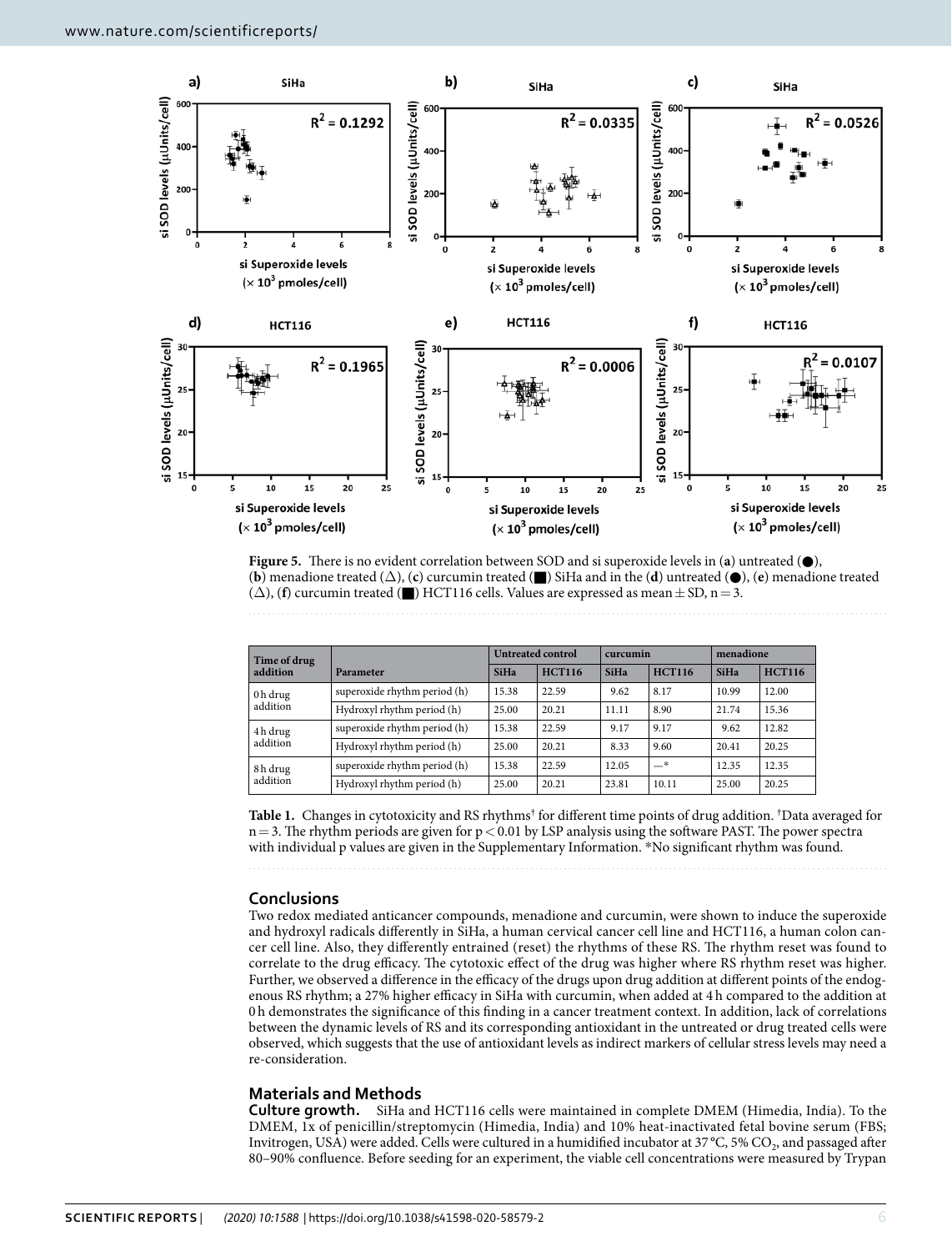**Figure 5.** There is no evident correlation between SOD and si superoxide levels in (**a**) untreated (●), (**b**) menadione treated (△), (**c**) curcumin treated (■) SiHa and in the (**d**) untreated (●), (**e**) menadione treated (△), (**f**) curcumin treated (■) HCT116 cells. Values are expressed as mean ± SD, n = 3.

| Time of drug addition | Parameter | Untreated control | | curcumin | | menadione | |
|---|---|---|---|---|---|---|---|
| | | SiHa | HCT116 | SiHa | HCT116 | SiHa | HCT116 |
| 0 h drug addition | superoxide rhythm period (h) | 15.38 | 22.59 | 9.62 | 8.17 | 10.99 | 12.00 |
| | Hydroxyl rhythm period (h) | 25.00 | 20.21 | 11.11 | 8.90 | 21.74 | 15.36 |
| 4 h drug addition | superoxide rhythm period (h) | 15.38 | 22.59 | 9.17 | 9.17 | 9.62 | 12.82 |
| | Hydroxyl rhythm period (h) | 25.00 | 20.21 | 8.33 | 9.60 | 20.41 | 20.25 |
| 8 h drug addition | superoxide rhythm period (h) | 15.38 | 22.59 | 12.05 | —* | 12.35 | 12.35 |
| | Hydroxyl rhythm period (h) | 25.00 | 20.21 | 23.81 | 10.11 | 25.00 | 20.25 |

**Table 1.** Changes in cytotoxicity and RS rhythms† for different time points of drug addition. †Data averaged for n = 3. The rhythm periods are given for $p < 0.01$ by LSP analysis using the software PAST. The power spectra with individual p values are given in the Supplementary Information. *No significant rhythm was found.

## Conclusions

Two redox mediated anticancer compounds, menadione and curcumin, were shown to induce the superoxide and hydroxyl radicals differently in SiHa, a human cervical cancer cell line and HCT116, a human colon cancer cell line. Also, they differently entrained (reset) the rhythms of these RS. The rhythm reset was found to correlate to the drug efficacy. The cytotoxic effect of the drug was higher where RS rhythm reset was higher. Further, we observed a difference in the efficacy of the drugs upon drug addition at different points of the endogenous RS rhythm; a 27% higher efficacy in SiHa with curcumin, when added at 4 h compared to the addition at 0 h demonstrates the significance of this finding in a cancer treatment context. In addition, lack of correlations between the dynamic levels of RS and its corresponding antioxidant in the untreated or drug treated cells were observed, which suggests that the use of antioxidant levels as indirect markers of cellular stress levels may need a re-consideration.

## Materials and Methods

**Culture growth.** SiHa and HCT116 cells were maintained in complete DMEM (Himedia, India). To the DMEM, 1x of penicillin/streptomycin (Himedia, India) and 10% heat-inactivated fetal bovine serum (FBS; Invitrogen, USA) were added. Cells were cultured in a humidified incubator at 37 °C, 5% $CO_2$, and passaged after 80–90% confluence. Before seeding for an experiment, the viable cell concentrations were measured by Trypan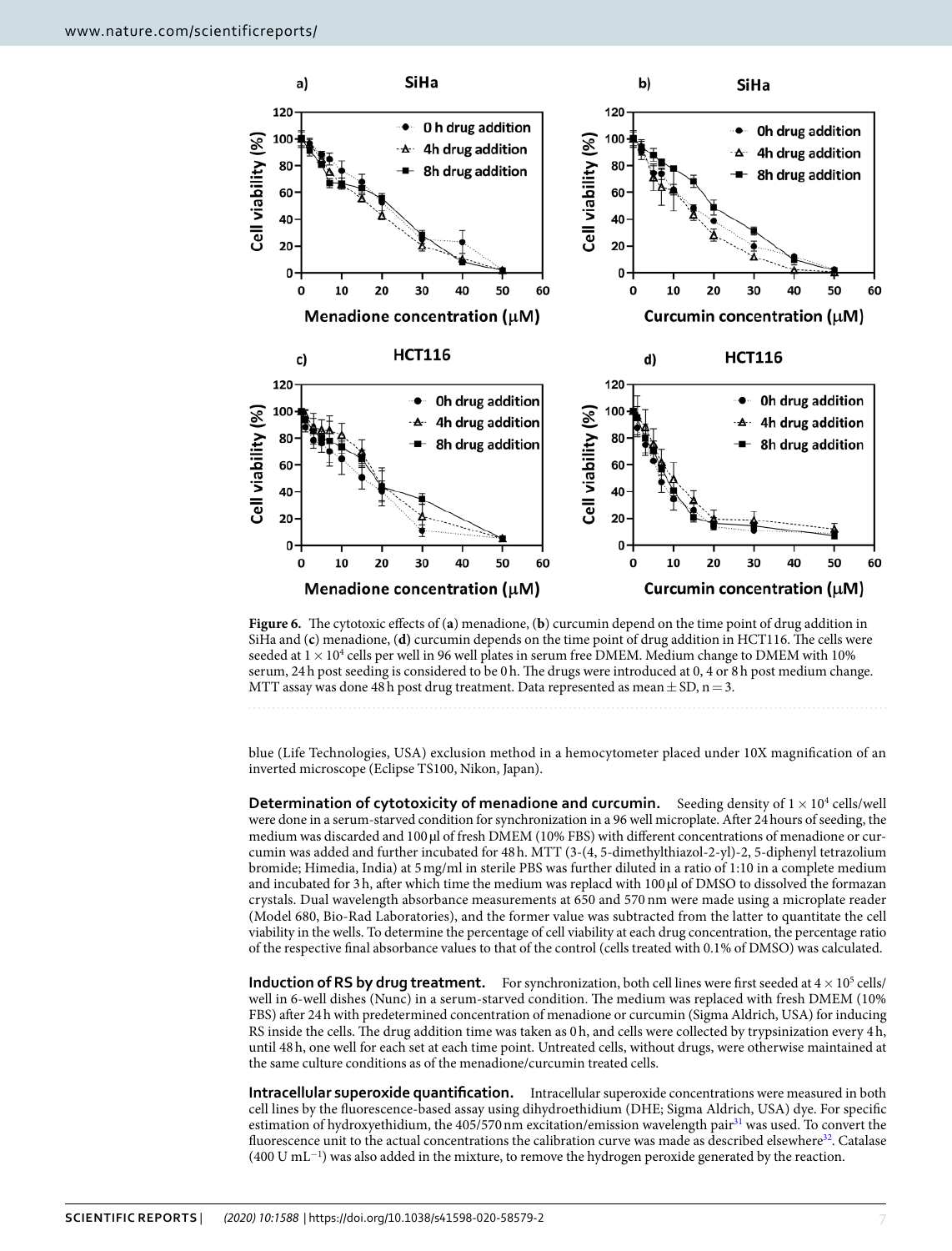**Figure 6.** The cytotoxic effects of (**a**) menadione, (**b**) curcumin depend on the time point of drug addition in SiHa and (**c**) menadione, (**d**) curcumin depends on the time point of drug addition in HCT116. The cells were seeded at $1 \times 10^4$ cells per well in 96 well plates in serum free DMEM. Medium change to DMEM with 10% serum, 24 h post seeding is considered to be 0 h. The drugs were introduced at 0, 4 or 8 h post medium change. MTT assay was done 48 h post drug treatment. Data represented as mean ± SD, n = 3.

blue (Life Technologies, USA) exclusion method in a hemocytometer placed under 10X magnification of an inverted microscope (Eclipse TS100, Nikon, Japan).

**Determination of cytotoxicity of menadione and curcumin.** Seeding density of $1 \times 10^4$ cells/well were done in a serum-starved condition for synchronization in a 96 well microplate. After 24 hours of seeding, the medium was discarded and 100 µl of fresh DMEM (10% FBS) with different concentrations of menadione or curcumin was added and further incubated for 48 h. MTT (3-(4, 5-dimethylthiazol-2-yl)-2, 5-diphenyl tetrazolium bromide; Himedia, India) at 5 mg/ml in sterile PBS was further diluted in a ratio of 1:10 in a complete medium and incubated for 3 h, after which time the medium was replacd with 100 µl of DMSO to dissolved the formazan crystals. Dual wavelength absorbance measurements at 650 and 570 nm were made using a microplate reader (Model 680, Bio-Rad Laboratories), and the former value was subtracted from the latter to quantitate the cell viability in the wells. To determine the percentage of cell viability at each drug concentration, the percentage ratio of the respective final absorbance values to that of the control (cells treated with 0.1% of DMSO) was calculated.

**Induction of RS by drug treatment.** For synchronization, both cell lines were first seeded at $4 \times 10^5$ cells/well in 6-well dishes (Nunc) in a serum-starved condition. The medium was replaced with fresh DMEM (10% FBS) after 24 h with predetermined concentration of menadione or curcumin (Sigma Aldrich, USA) for inducing RS inside the cells. The drug addition time was taken as 0 h, and cells were collected by trypsinization every 4 h, until 48 h, one well for each set at each time point. Untreated cells, without drugs, were otherwise maintained at the same culture conditions as of the menadione/curcumin treated cells.

**Intracellular superoxide quantification.** Intracellular superoxide concentrations were measured in both cell lines by the fluorescence-based assay using dihydroethidium (DHE; Sigma Aldrich, USA) dye. For specific estimation of hydroxyethidium, the 405/570 nm excitation/emission wavelength pair[31] was used. To convert the fluorescence unit to the actual concentrations the calibration curve was made as described elsewhere[32]. Catalase (400 U $mL^{-1}$) was also added in the mixture, to remove the hydrogen peroxide generated by the reaction.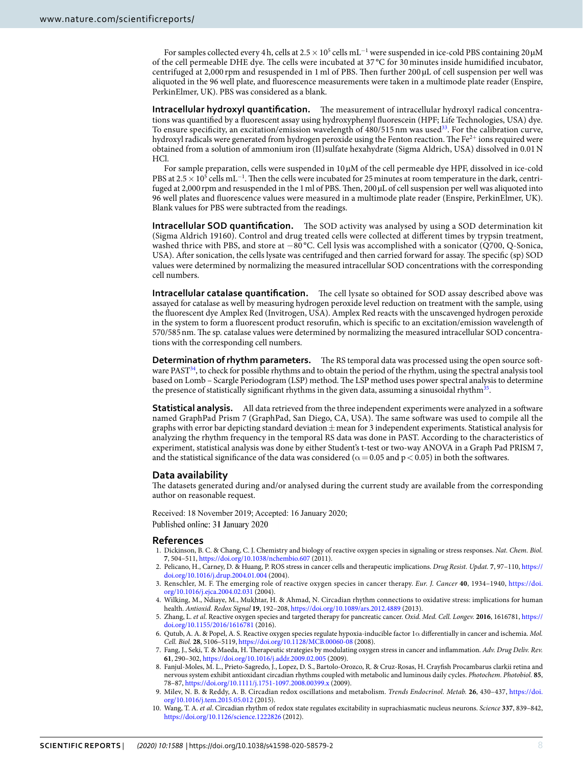For samples collected every 4 h, cells at $2.5 \times 10^5$ cells $mL^{-1}$ were suspended in ice-cold PBS containing 20 μM of the cell permeable DHE dye. The cells were incubated at 37 °C for 30 minutes inside humidified incubator, centrifuged at 2,000 rpm and resuspended in 1 ml of PBS. Then further 200 μL of cell suspension per well was aliquoted in the 96 well plate, and fluorescence measurements were taken in a multimode plate reader (Enspire, PerkinElmer, UK). PBS was considered as a blank.

**Intracellular hydroxyl quantification.** The measurement of intracellular hydroxyl radical concentrations was quantified by a fluorescent assay using hydroxyphenyl fluorescein (HPF; Life Technologies, USA) dye. To ensure specificity, an excitation/emission wavelength of 480/515 nm was used[33]. For the calibration curve, hydroxyl radicals were generated from hydrogen peroxide using the Fenton reaction. The $Fe^{2+}$ ions required were obtained from a solution of ammonium iron (II)sulfate hexahydrate (Sigma Aldrich, USA) dissolved in 0.01 N HCl.

For sample preparation, cells were suspended in 10 μM of the cell permeable dye HPF, dissolved in ice-cold PBS at $2.5 \times 10^5$ cells $mL^{-1}$. Then the cells were incubated for 25 minutes at room temperature in the dark, centrifuged at 2,000 rpm and resuspended in the 1 ml of PBS. Then, 200 μL of cell suspension per well was aliquoted into 96 well plates and fluorescence values were measured in a multimode plate reader (Enspire, PerkinElmer, UK). Blank values for PBS were subtracted from the readings.

**Intracellular SOD quantification.** The SOD activity was analysed by using a SOD determination kit (Sigma Aldrich 19160). Control and drug treated cells were collected at different times by trypsin treatment, washed thrice with PBS, and store at −80 °C. Cell lysis was accomplished with a sonicator (Q700, Q-Sonica, USA). After sonication, the cells lysate was centrifuged and then carried forward for assay. The specific (sp) SOD values were determined by normalizing the measured intracellular SOD concentrations with the corresponding cell numbers.

**Intracellular catalase quantification.** The cell lysate so obtained for SOD assay described above was assayed for catalase as well by measuring hydrogen peroxide level reduction on treatment with the sample, using the fluorescent dye Amplex Red (Invitrogen, USA). Amplex Red reacts with the unscavenged hydrogen peroxide in the system to form a fluorescent product resorufin, which is specific to an excitation/emission wavelength of 570/585 nm. The sp. catalase values were determined by normalizing the measured intracellular SOD concentrations with the corresponding cell numbers.

**Determination of rhythm parameters.** The RS temporal data was processed using the open source software PAST[34], to check for possible rhythms and to obtain the period of the rhythm, using the spectral analysis tool based on Lomb – Scargle Periodogram (LSP) method. The LSP method uses power spectral analysis to determine the presence of statistically significant rhythms in the given data, assuming a sinusoidal rhythm[35].

**Statistical analysis.** All data retrieved from the three independent experiments were analyzed in a software named GraphPad Prism 7 (GraphPad, San Diego, CA, USA). The same software was used to compile all the graphs with error bar depicting standard deviation ± mean for 3 independent experiments. Statistical analysis for analyzing the rhythm frequency in the temporal RS data was done in PAST. According to the characteristics of experiment, statistical analysis was done by either Student's t-test or two-way ANOVA in a Graph Pad PRISM 7, and the statistical significance of the data was considered ($\alpha = 0.05$ and $p < 0.05$) in both the softwares.

## Data availability

The datasets generated during and/or analysed during the current study are available from the corresponding author on reasonable request.

Received: 18 November 2019; Accepted: 16 January 2020;
Published online: 31 January 2020

## References

1. Dickinson, B. C. & Chang, C. J. Chemistry and biology of reactive oxygen species in signaling or stress responses. *Nat. Chem. Biol.* **7**, 504–511, https://doi.org/10.1038/nchembio.607 (2011).
2. Pelicano, H., Carney, D. & Huang, P. ROS stress in cancer cells and therapeutic implications. *Drug Resist. Updat.* **7**, 97–110, https://doi.org/10.1016/j.drup.2004.01.004 (2004).
3. Renschler, M. F. The emerging role of reactive oxygen species in cancer therapy. *Eur. J. Cancer* **40**, 1934–1940, https://doi.org/10.1016/j.ejca.2004.02.031 (2004).
4. Wilking, M., Ndiaye, M., Mukhtar, H. & Ahmad, N. Circadian rhythm connections to oxidative stress: implications for human health. *Antioxid. Redox Signal* **19**, 192–208, https://doi.org/10.1089/ars.2012.4889 (2013).
5. Zhang, L. *et al*. Reactive oxygen species and targeted therapy for pancreatic cancer. *Oxid. Med. Cell. Longev.* **2016**, 1616781, https://doi.org/10.1155/2016/1616781 (2016).
6. Qutub, A. A. & Popel, A. S. Reactive oxygen species regulate hypoxia-inducible factor 1α differentially in cancer and ischemia. *Mol. Cell. Biol.* **28**, 5106–5119, https://doi.org/10.1128/MCB.00060-08 (2008).
7. Fang, J., Seki, T. & Maeda, H. Therapeutic strategies by modulating oxygen stress in cancer and inflammation. *Adv. Drug Deliv. Rev.* **61**, 290–302, https://doi.org/10.1016/j.addr.2009.02.005 (2009).
8. Fanjul-Moles, M. L., Prieto-Sagredo, J., Lopez, D. S., Bartolo-Orozco, R. & Cruz-Rosas, H. Crayfish Procambarus clarkii retina and nervous system exhibit antioxidant circadian rhythms coupled with metabolic and luminous daily cycles. *Photochem. Photobiol.* **85**, 78–87, https://doi.org/10.1111/j.1751-1097.2008.00399.x (2009).
9. Milev, N. B. & Reddy, A. B. Circadian redox oscillations and metabolism. *Trends Endocrinol. Metab.* **26**, 430–437, https://doi.org/10.1016/j.tem.2015.05.012 (2015).
10. Wang, T. A. *et al*. Circadian rhythm of redox state regulates excitability in suprachiasmatic nucleus neurons. *Science* **337**, 839–842, https://doi.org/10.1126/science.1222826 (2012).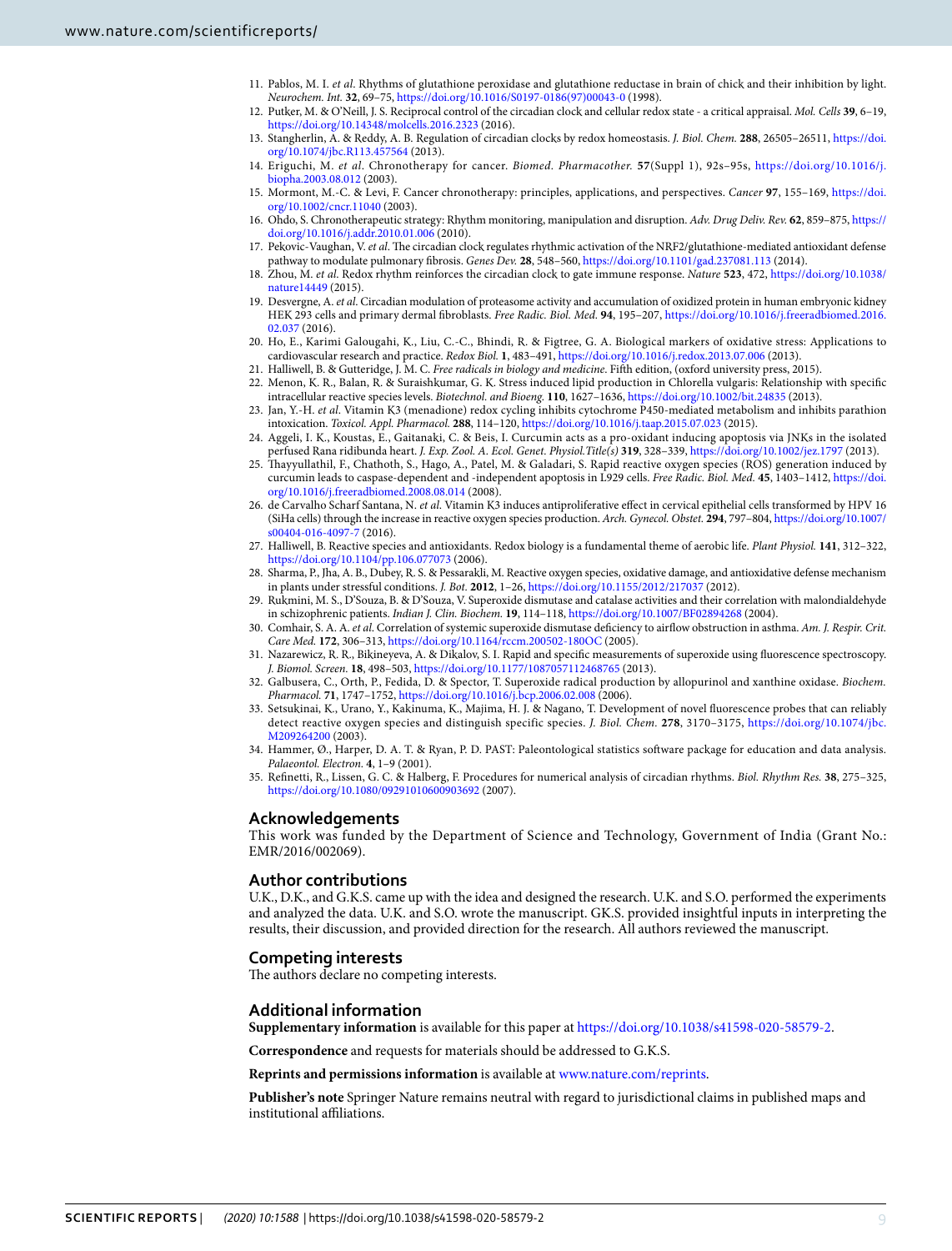11. Pablos, M. I. *et al*. Rhythms of glutathione peroxidase and glutathione reductase in brain of chick and their inhibition by light. *Neurochem. Int.* **32**, 69–75, https://doi.org/10.1016/S0197-0186(97)00043-0 (1998).
12. Putker, M. & O'Neill, J. S. Reciprocal control of the circadian clock and cellular redox state - a critical appraisal. *Mol. Cells* **39**, 6–19, https://doi.org/10.14348/molcells.2016.2323 (2016).
13. Stangherlin, A. & Reddy, A. B. Regulation of circadian clocks by redox homeostasis. *J. Biol. Chem.* **288**, 26505–26511, https://doi.org/10.1074/jbc.R113.457564 (2013).
14. Eriguchi, M. *et al*. Chronotherapy for cancer. *Biomed. Pharmacother.* **57**(Suppl 1), 92s–95s, https://doi.org/10.1016/j.biopha.2003.08.012 (2003).
15. Mormont, M.-C. & Levi, F. Cancer chronotherapy: principles, applications, and perspectives. *Cancer* **97**, 155–169, https://doi.org/10.1002/cncr.11040 (2003).
16. Ohdo, S. Chronotherapeutic strategy: Rhythm monitoring, manipulation and disruption. *Adv. Drug Deliv. Rev.* **62**, 859–875, https://doi.org/10.1016/j.addr.2010.01.006 (2010).
17. Pekovic-Vaughan, V. *et al*. The circadian clock regulates rhythmic activation of the NRF2/glutathione-mediated antioxidant defense pathway to modulate pulmonary fibrosis. *Genes Dev.* **28**, 548–560, https://doi.org/10.1101/gad.237081.113 (2014).
18. Zhou, M. *et al*. Redox rhythm reinforces the circadian clock to gate immune response. *Nature* **523**, 472, https://doi.org/10.1038/nature14449 (2015).
19. Desvergne, A. *et al*. Circadian modulation of proteasome activity and accumulation of oxidized protein in human embryonic kidney HEK 293 cells and primary dermal fibroblasts. *Free Radic. Biol. Med.* **94**, 195–207, https://doi.org/10.1016/j.freeradbiomed.2016.02.037 (2016).
20. Ho, E., Karimi Galougahi, K., Liu, C.-C., Bhindi, R. & Figtree, G. A. Biological markers of oxidative stress: Applications to cardiovascular research and practice. *Redox Biol.* **1**, 483–491, https://doi.org/10.1016/j.redox.2013.07.006 (2013).
21. Halliwell, B. & Gutteridge, J. M. C. *Free radicals in biology and medicine*. Fifth edition, (oxford university press, 2015).
22. Menon, K. R., Balan, R. & Suraishkumar, G. K. Stress induced lipid production in Chlorella vulgaris: Relationship with specific intracellular reactive species levels. *Biotechnol. and Bioeng.* **110**, 1627–1636, https://doi.org/10.1002/bit.24835 (2013).
23. Jan, Y.-H. *et al*. Vitamin K3 (menadione) redox cycling inhibits cytochrome P450-mediated metabolism and inhibits parathion intoxication. *Toxicol. Appl. Pharmacol.* **288**, 114–120, https://doi.org/10.1016/j.taap.2015.07.023 (2015).
24. Aggeli, I. K., Koustas, E., Gaitanaki, C. & Beis, I. Curcumin acts as a pro-oxidant inducing apoptosis via JNKs in the isolated perfused Rana ridibunda heart. *J. Exp. Zool. A. Ecol. Genet. Physiol.Title(s)* **319**, 328–339, https://doi.org/10.1002/jez.1797 (2013).
25. Thayyullathil, F., Chathoth, S., Hago, A., Patel, M. & Galadari, S. Rapid reactive oxygen species (ROS) generation induced by curcumin leads to caspase-dependent and -independent apoptosis in L929 cells. *Free Radic. Biol. Med.* **45**, 1403–1412, https://doi.org/10.1016/j.freeradbiomed.2008.08.014 (2008).
26. de Carvalho Scharf Santana, N. *et al*. Vitamin K3 induces antiproliferative effect in cervical epithelial cells transformed by HPV 16 (SiHa cells) through the increase in reactive oxygen species production. *Arch. Gynecol. Obstet.* **294**, 797–804, https://doi.org/10.1007/s00404-016-4097-7 (2016).
27. Halliwell, B. Reactive species and antioxidants. Redox biology is a fundamental theme of aerobic life. *Plant Physiol.* **141**, 312–322, https://doi.org/10.1104/pp.106.077073 (2006).
28. Sharma, P., Jha, A. B., Dubey, R. S. & Pessarakli, M. Reactive oxygen species, oxidative damage, and antioxidative defense mechanism in plants under stressful conditions. *J. Bot.* **2012**, 1–26, https://doi.org/10.1155/2012/217037 (2012).
29. Rukmini, M. S., D'Souza, B. & D'Souza, V. Superoxide dismutase and catalase activities and their correlation with malondialdehyde in schizophrenic patients. *Indian J. Clin. Biochem.* **19**, 114–118, https://doi.org/10.1007/BF02894268 (2004).
30. Comhair, S. A. A. *et al*. Correlation of systemic superoxide dismutase deficiency to airflow obstruction in asthma. *Am. J. Respir. Crit. Care Med.* **172**, 306–313, https://doi.org/10.1164/rccm.200502-180OC (2005).
31. Nazarewicz, R. R., Bikineyeva, A. & Dikalov, S. I. Rapid and specific measurements of superoxide using fluorescence spectroscopy. *J. Biomol. Screen.* **18**, 498–503, https://doi.org/10.1177/1087057112468765 (2013).
32. Galbusera, C., Orth, P., Fedida, D. & Spector, T. Superoxide radical production by allopurinol and xanthine oxidase. *Biochem. Pharmacol.* **71**, 1747–1752, https://doi.org/10.1016/j.bcp.2006.02.008 (2006).
33. Setsukinai, K., Urano, Y., Kakinuma, K., Majima, H. J. & Nagano, T. Development of novel fluorescence probes that can reliably detect reactive oxygen species and distinguish specific species. *J. Biol. Chem.* **278**, 3170–3175, https://doi.org/10.1074/jbc.M209264200 (2003).
34. Hammer, Ø., Harper, D. A. T. & Ryan, P. D. PAST: Paleontological statistics software package for education and data analysis. *Palaeontol. Electron.* **4**, 1–9 (2001).
35. Refinetti, R., Lissen, G. C. & Halberg, F. Procedures for numerical analysis of circadian rhythms. *Biol. Rhythm Res.* **38**, 275–325, https://doi.org/10.1080/09291010600903692 (2007).

## Acknowledgements

This work was funded by the Department of Science and Technology, Government of India (Grant No.: EMR/2016/002069).

## Author contributions

U.K., D.K., and G.K.S. came up with the idea and designed the research. U.K. and S.O. performed the experiments and analyzed the data. U.K. and S.O. wrote the manuscript. GK.S. provided insightful inputs in interpreting the results, their discussion, and provided direction for the research. All authors reviewed the manuscript.

## Competing interests

The authors declare no competing interests.

## Additional information

**Supplementary information** is available for this paper at https://doi.org/10.1038/s41598-020-58579-2.

**Correspondence** and requests for materials should be addressed to G.K.S.

**Reprints and permissions information** is available at www.nature.com/reprints.

**Publisher's note** Springer Nature remains neutral with regard to jurisdictional claims in published maps and institutional affiliations.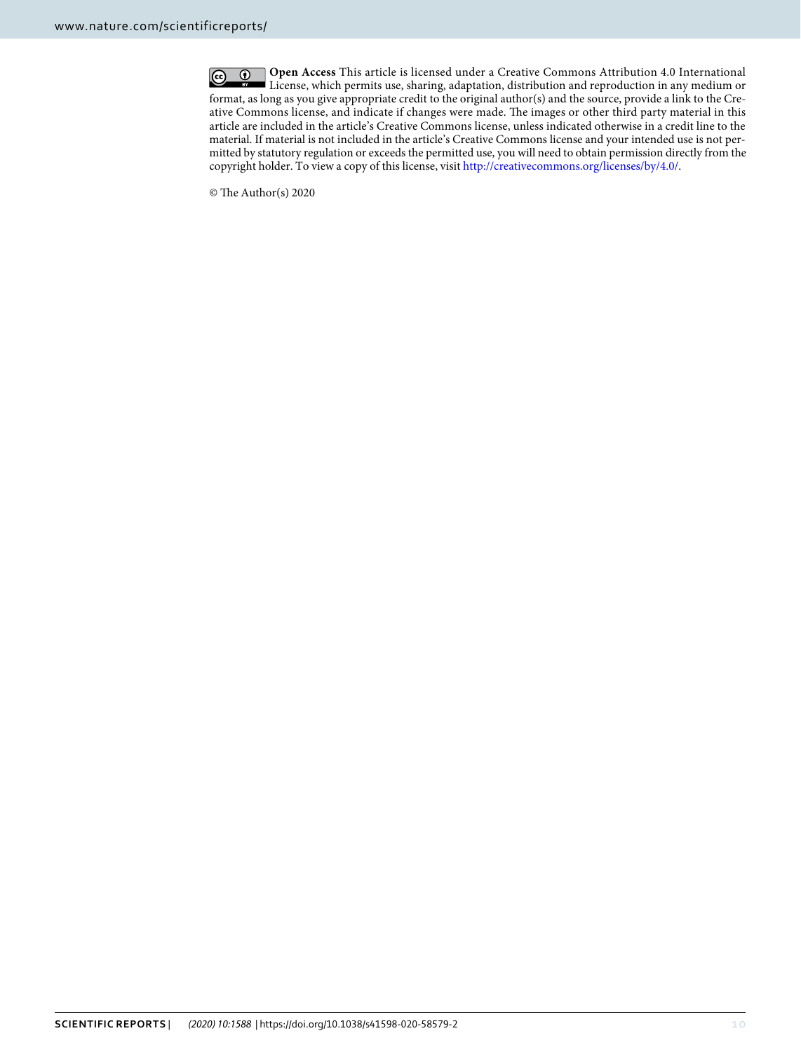**Open Access** This article is licensed under a Creative Commons Attribution 4.0 International License, which permits use, sharing, adaptation, distribution and reproduction in any medium or format, as long as you give appropriate credit to the original author(s) and the source, provide a link to the Creative Commons license, and indicate if changes were made. The images or other third party material in this article are included in the article's Creative Commons license, unless indicated otherwise in a credit line to the material. If material is not included in the article's Creative Commons license and your intended use is not permitted by statutory regulation or exceeds the permitted use, you will need to obtain permission directly from the copyright holder. To view a copy of this license, visit http://creativecommons.org/licenses/by/4.0/.

© The Author(s) 2020